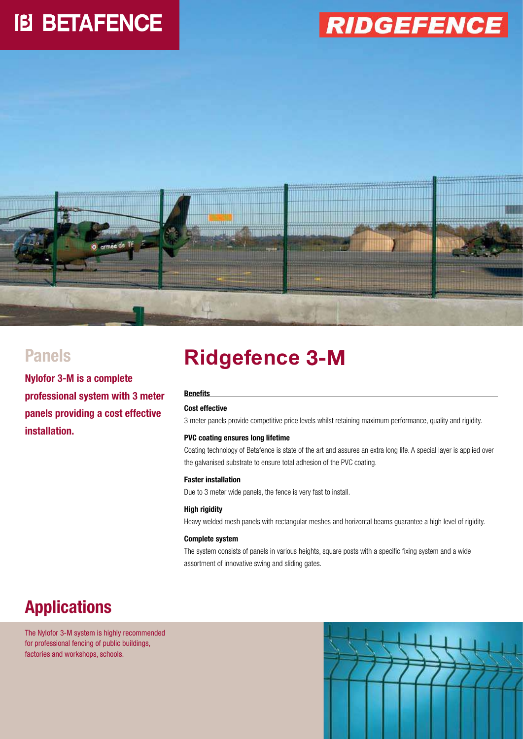BETAFENCE

RIDGEFENCE

## Panels

**Nylofor 3-M is a complete professional system with 3 meter panels providing a cost effective installation.**

# Ridgefence 3-M

**Benefits**

**Cost effective**

3 meter panels provide competitive price levels whilst retaining maximum performance, quality and rigidity.

**PVC coating ensures long lifetime**

Coating technology of Betafence is state of the art and assures an extra long life. A special layer is applied over the galvanised substrate to ensure total adhesion of the PVC coating.

**Faster installation**

Due to 3 meter wide panels, the fence is very fast to install.

**High rigidity**

Heavy welded mesh panels with rectangular meshes and horizontal beams guarantee a high level of rigidity.

**Complete system**

The system consists of panels in various heights, square posts with a specific fixing system and a wide assortment of innovative swing and sliding gates.

## Applications

The Nylofor 3-M system is highly recommended for professional fencing of public buildings, factories and workshops, schools.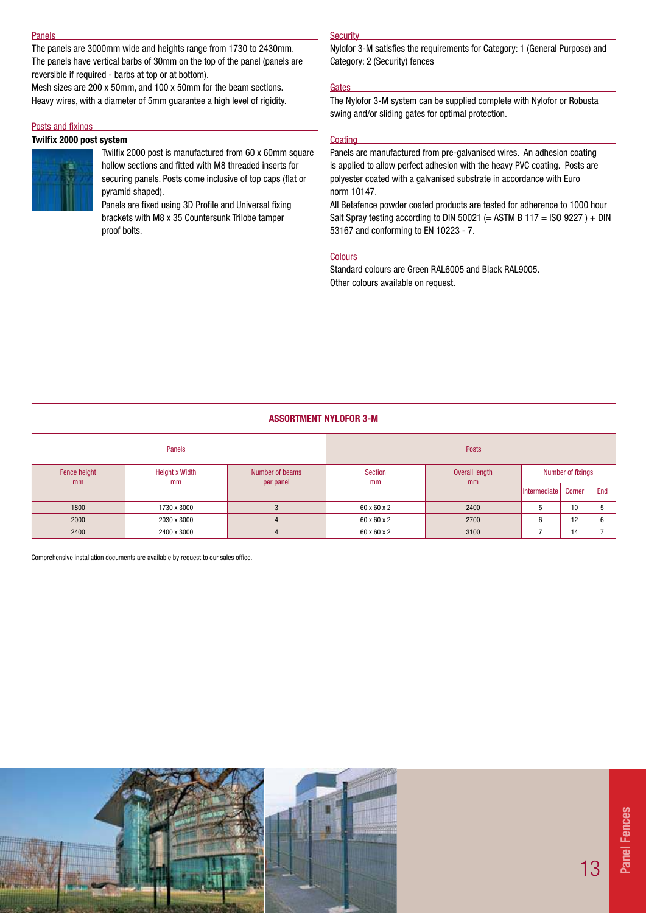## Panels

The panels are 3000mm wide and heights range from 1730 to 2430mm. The panels have vertical barbs of 30mm on the top of the panel (panels are reversible if required - barbs at top or at bottom).

Mesh sizes are 200 x 50mm, and 100 x 50mm for the beam sections. Heavy wires, with a diameter of 5mm guarantee a high level of rigidity.

## Posts and fixings

**Twilfix 2000 post system**

Twilfix 2000 post is manufactured from 60 x 60mm square hollow sections and fitted with M8 threaded inserts for securing panels. Posts come inclusive of top caps (flat or pyramid shaped).

Panels are fixed using 3D Profile and Universal fixing brackets with M8 x 35 Countersunk Trilobe tamper proof bolts.

## Security

Nylofor 3-M satisfies the requirements for Category: 1 (General Purpose) and Category: 2 (Security) fences

## Gates

The Nylofor 3-M system can be supplied complete with Nylofor or Robusta swing and/or sliding gates for optimal protection.

## Coating

Panels are manufactured from pre-galvanised wires. An adhesion coating is applied to allow perfect adhesion with the heavy PVC coating. Posts are polyester coated with a galvanised substrate in accordance with Euro norm 10147.

All Betafence powder coated products are tested for adherence to 1000 hour Salt Spray testing according to DIN 50021 (= ASTM B 117 = ISO 9227 ) + DIN 53167 and conforming to EN 10223 - 7.

## Colours

Standard colours are Green RAL6005 and Black RAL9005.
Other colours available on request.

**ASSORTMENT NYLOFOR 3-M**

| Panels | | | Posts | | | | |
|---|---|---|---|---|---|---|---|
| Fence height mm | Height x Width mm | Number of beams per panel | Section mm | Overall length mm | Number of fixings | | |
| | | | | | Intermediate | Corner | End |
| 1800 | 1730 x 3000 | 3 | 60 x 60 x 2 | 2400 | 5 | 10 | 5 |
| 2000 | 2030 x 3000 | 4 | 60 x 60 x 2 | 2700 | 6 | 12 | 6 |
| 2400 | 2400 x 3000 | 4 | 60 x 60 x 2 | 3100 | 7 | 14 | 7 |

Comprehensive installation documents are available by request to our sales office.

Panel Fences